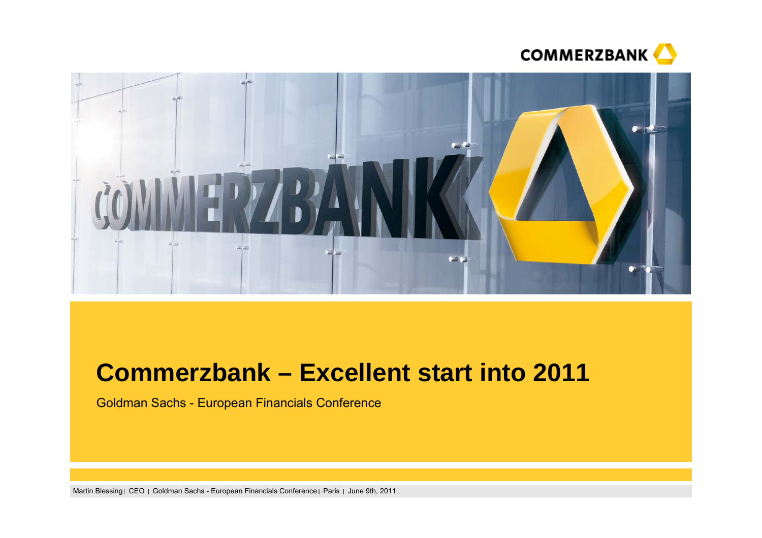# Commerzbank – Excellent start into 2011

Goldman Sachs - European Financials Conference

Martin Blessing | CEO | Goldman Sachs - European Financials Conference | Paris | June 9th, 2011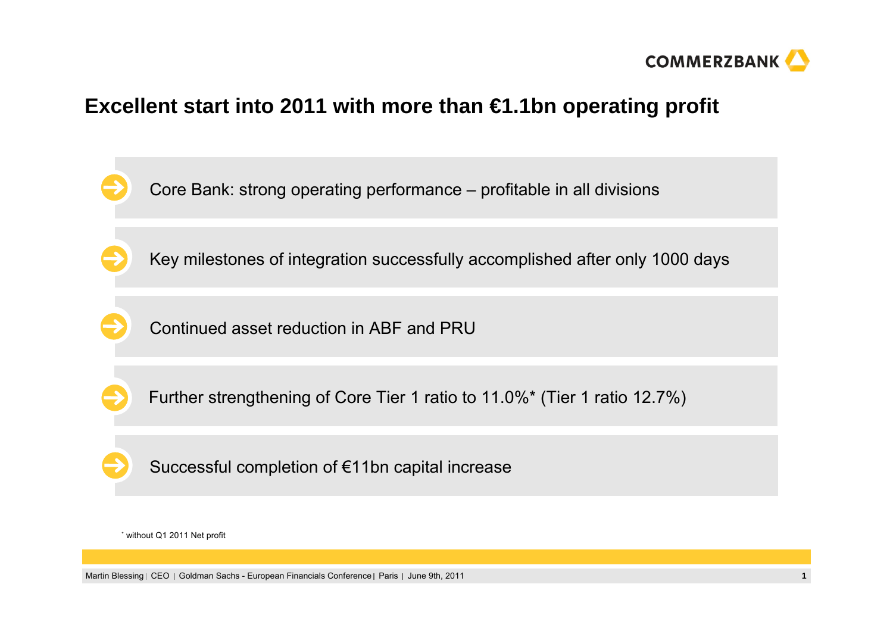# Excellent start into 2011 with more than €1.1bn operating profit

- Core Bank: strong operating performance – profitable in all divisions
- Key milestones of integration successfully accomplished after only 1000 days
- Continued asset reduction in ABF and PRU
- Further strengthening of Core Tier 1 ratio to 11.0%* (Tier 1 ratio 12.7%)
- Successful completion of €11bn capital increase

* without Q1 2011 Net profit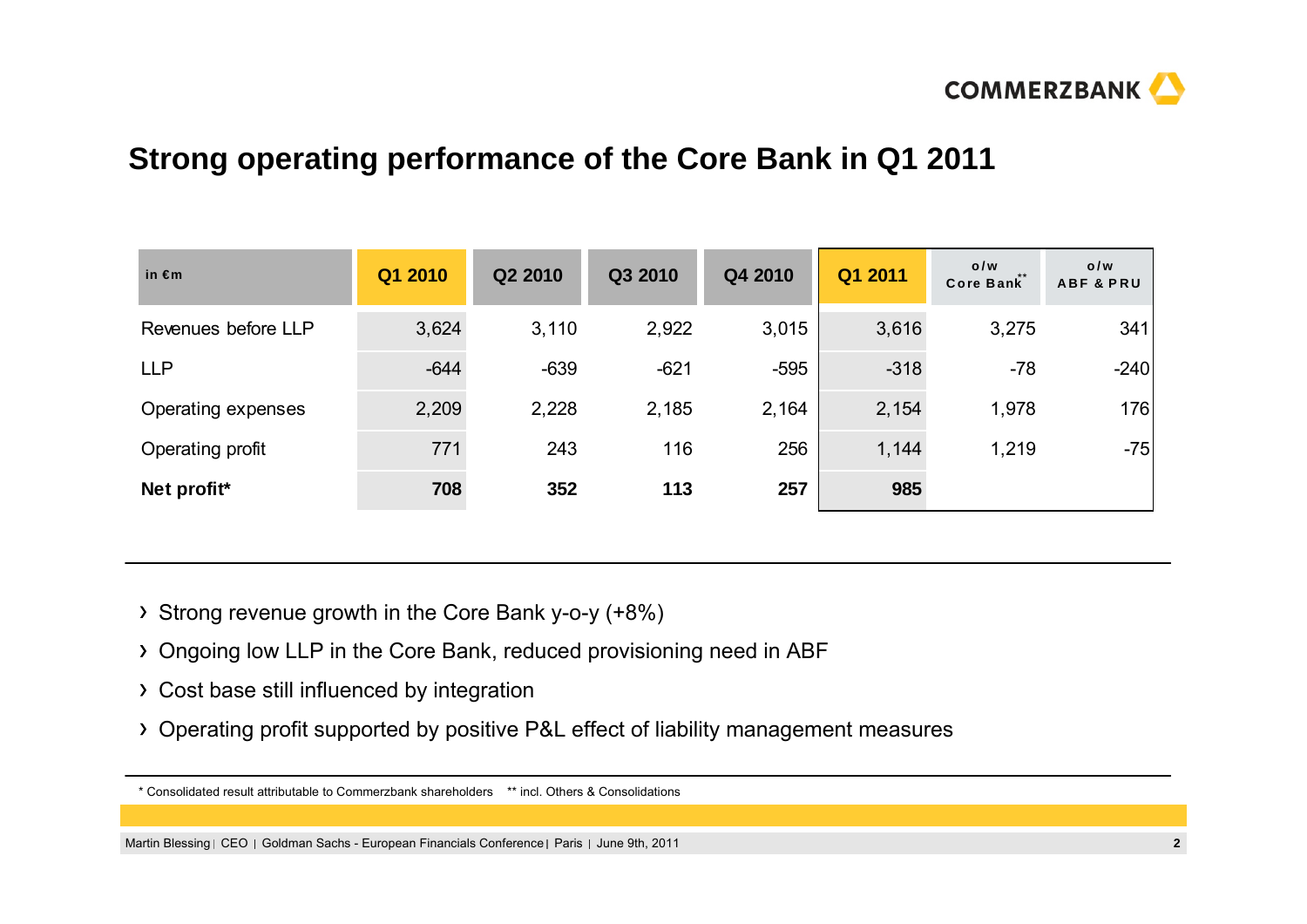COMMERZBANK

# Strong operating performance of the Core Bank in Q1 2011

| in €m | Q1 2010 | Q2 2010 | Q3 2010 | Q4 2010 | Q1 2011 | o/w Core Bank** | o/w ABF & PRU |
|---|---|---|---|---|---|---|---|
| Revenues before LLP | 3,624 | 3,110 | 2,922 | 3,015 | 3,616 | 3,275 | 341 |
| LLP | -644 | -639 | -621 | -595 | -318 | -78 | -240 |
| Operating expenses | 2,209 | 2,228 | 2,185 | 2,164 | 2,154 | 1,978 | 176 |
| Operating profit | 771 | 243 | 116 | 256 | 1,144 | 1,219 | -75 |
| **Net profit*** | **708** | **352** | **113** | **257** | **985** | | |

- Strong revenue growth in the Core Bank y-o-y (+8%)
- Ongoing low LLP in the Core Bank, reduced provisioning need in ABF
- Cost base still influenced by integration
- Operating profit supported by positive P&L effect of liability management measures

* Consolidated result attributable to Commerzbank shareholders ** incl. Others & Consolidations

Martin Blessing | CEO | Goldman Sachs - European Financials Conference | Paris | June 9th, 2011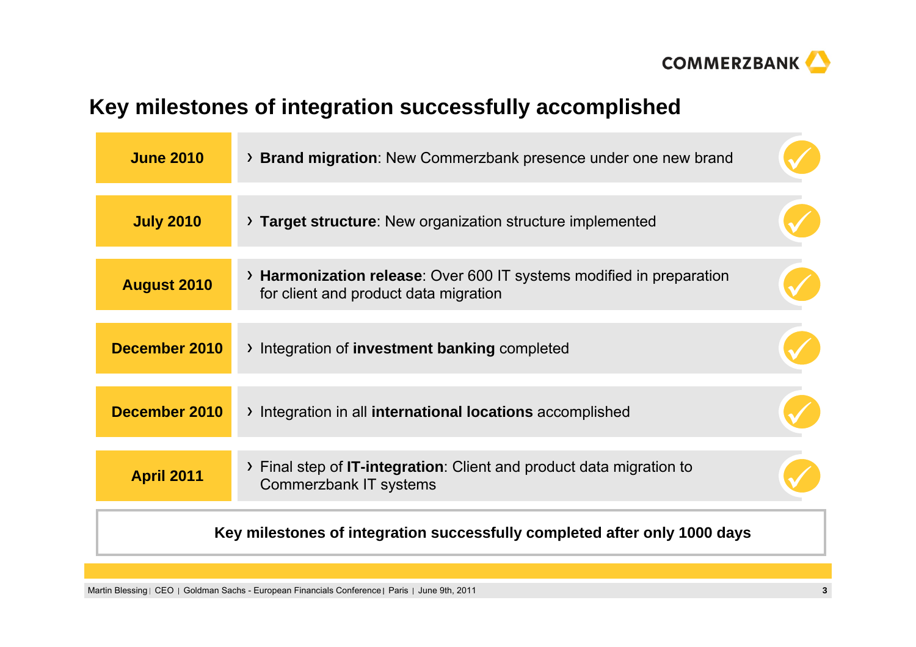# Key milestones of integration successfully accomplished

| Date | Milestone | Status |
|---|---|---|
| **June 2010** | › **Brand migration**: New Commerzbank presence under one new brand | ✓ |
| **July 2010** | › **Target structure**: New organization structure implemented | ✓ |
| **August 2010** | › **Harmonization release**: Over 600 IT systems modified in preparation for client and product data migration | ✓ |
| **December 2010** | › Integration of **investment banking** completed | ✓ |
| **December 2010** | › Integration in all **international locations** accomplished | ✓ |
| **April 2011** | › Final step of **IT-integration**: Client and product data migration to Commerzbank IT systems | ✓ |

**Key milestones of integration successfully completed after only 1000 days**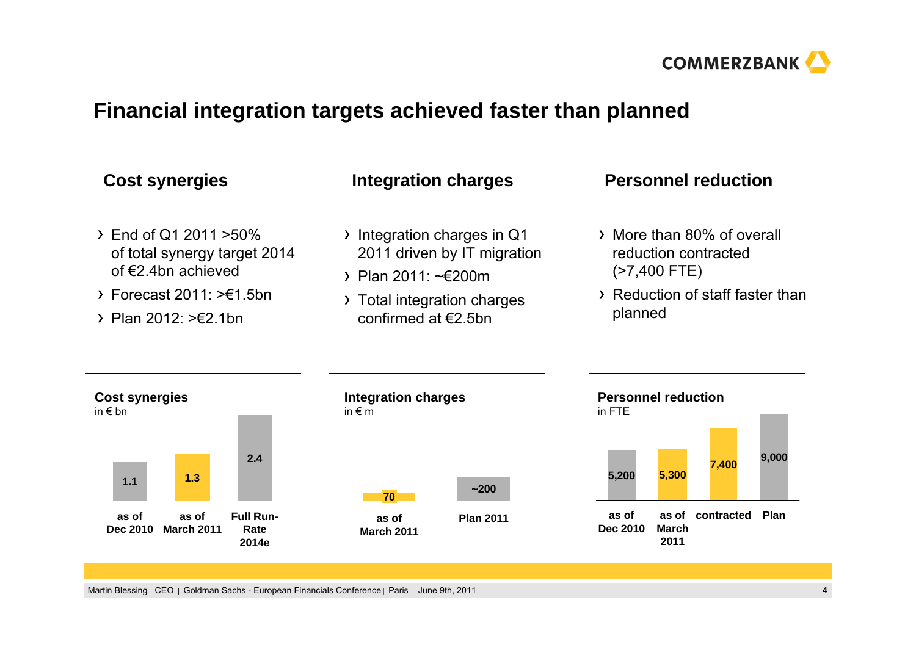# Financial integration targets achieved faster than planned

## Cost synergies

- End of Q1 2011 >50% of total synergy target 2014 of €2.4bn achieved
- Forecast 2011: >€1.5bn
- Plan 2012: >€2.1bn

## Integration charges

- Integration charges in Q1 2011 driven by IT migration
- Plan 2011: ~€200m
- Total integration charges confirmed at €2.5bn

## Personnel reduction

- More than 80% of overall reduction contracted (>7,400 FTE)
- Reduction of staff faster than planned

**Cost synergies**
in € bn

1.1
1.3
2.4

as of Dec 2010
as of March 2011
Full Run-Rate 2014e

**Integration charges**
in € m

70
~200

as of March 2011
Plan 2011

**Personnel reduction**
in FTE

5,200
5,300
7,400
9,000

as of Dec 2010
as of March 2011
contracted
Plan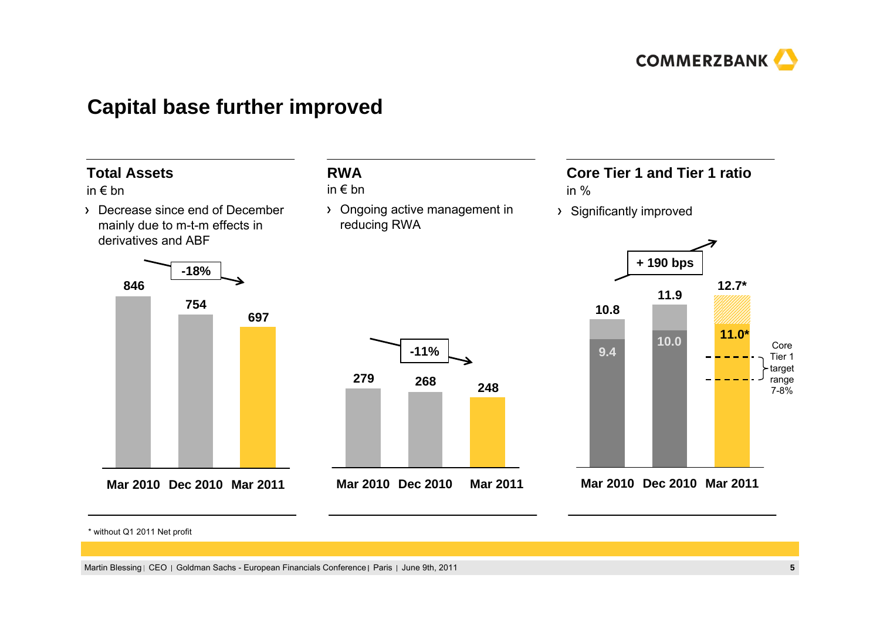# Capital base further improved

## Total Assets

in € bn

- Decrease since end of December mainly due to m-t-m effects in derivatives and ABF

-18%

846

754

697

Mar 2010 Dec 2010 Mar 2011

## RWA

in € bn

- Ongoing active management in reducing RWA

-11%

279

268

248

Mar 2010 Dec 2010 Mar 2011

## Core Tier 1 and Tier 1 ratio

in %

- Significantly improved

+ 190 bps

10.8

9.4

11.9

10.0

12.7*

11.0*

Core Tier 1 target range 7-8%

Mar 2010 Dec 2010 Mar 2011

\* without Q1 2011 Net profit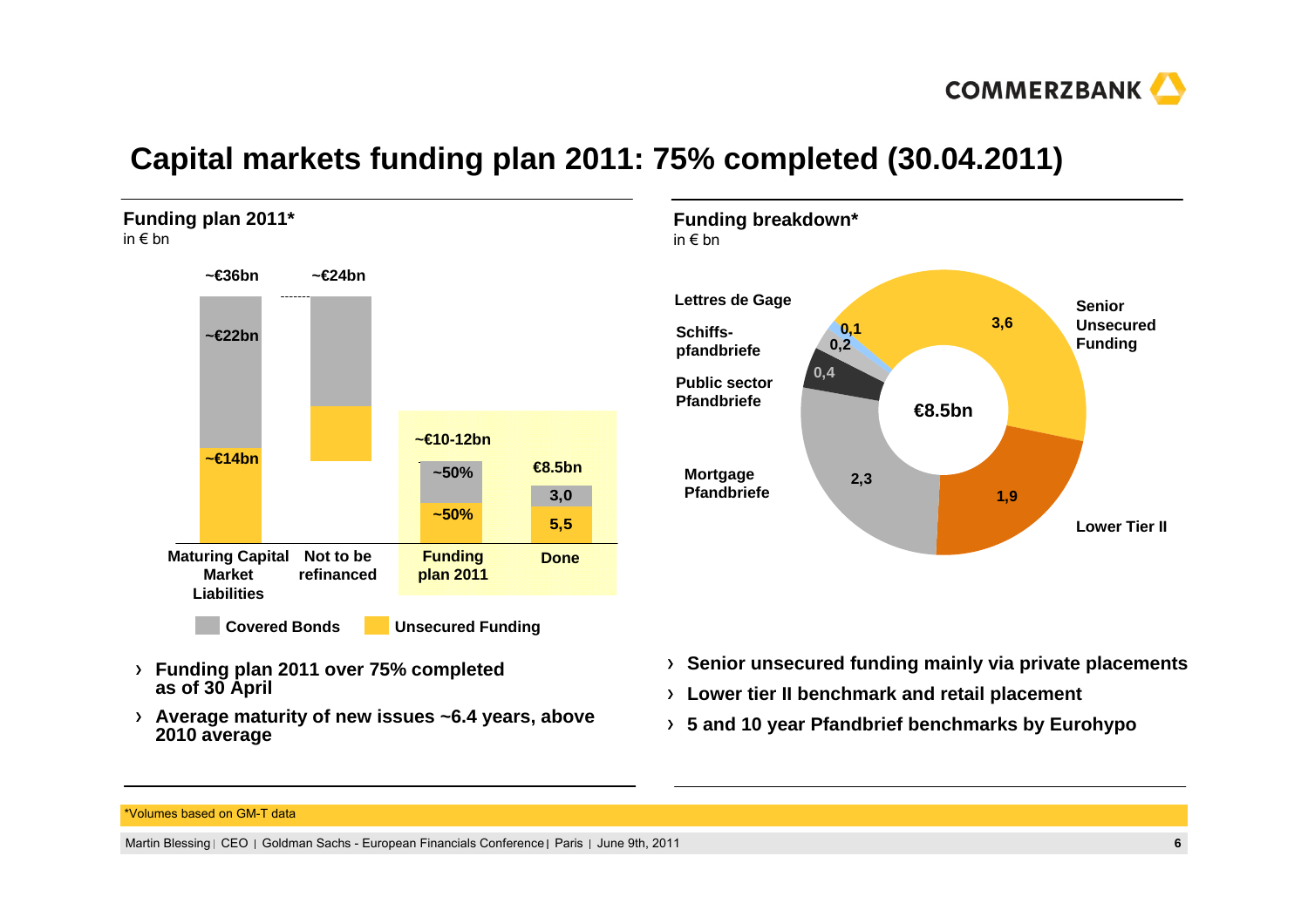# Capital markets funding plan 2011: 75% completed (30.04.2011)

## Funding plan 2011*

in € bn

~€36bn

~€24bn

~€22bn

~€14bn

~€10-12bn

~50%

~50%

€8.5bn

3,0

5,5

Maturing Capital Market Liabilities

Not to be refinanced

Funding plan 2011

Done

Covered Bonds

Unsecured Funding

- Funding plan 2011 over 75% completed as of 30 April
- Average maturity of new issues ~6.4 years, above 2010 average

## Funding breakdown*

in € bn

€8.5bn

Lettres de Gage 0,1

Schiffs-pfandbriefe 0,2

Public sector Pfandbriefe 0,4

Mortgage Pfandbriefe 2,3

Senior Unsecured Funding 3,6

Lower Tier II 1,9

- Senior unsecured funding mainly via private placements
- Lower tier II benchmark and retail placement
- 5 and 10 year Pfandbrief benchmarks by Eurohypo

*Volumes based on GM-T data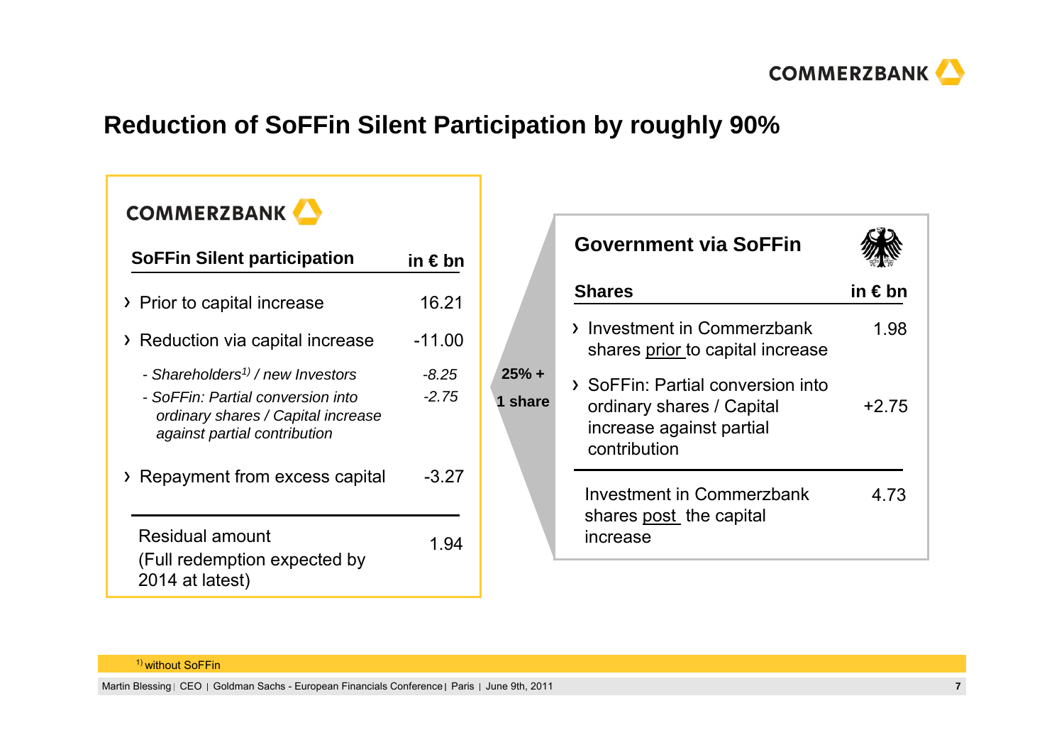# Reduction of SoFFin Silent Participation by roughly 90%

## COMMERZBANK

| SoFFin Silent participation | in € bn |
|---|---|
| › Prior to capital increase | 16.21 |
| › Reduction via capital increase | -11.00 |
| *- Shareholders[1] / new Investors* | *-8.25* |
| *- SoFFin: Partial conversion into ordinary shares / Capital increase against partial contribution* | *-2.75* |
| › Repayment from excess capital | -3.27 |
| Residual amount (Full redemption expected by 2014 at latest) | 1.94 |

**25% + 1 share**

## Government via SoFFin

| Shares | in € bn |
|---|---|
| › Investment in Commerzbank shares prior to capital increase | 1.98 |
| › SoFFin: Partial conversion into ordinary shares / Capital increase against partial contribution | +2.75 |
| Investment in Commerzbank shares post the capital increase | 4.73 |

[1] without SoFFin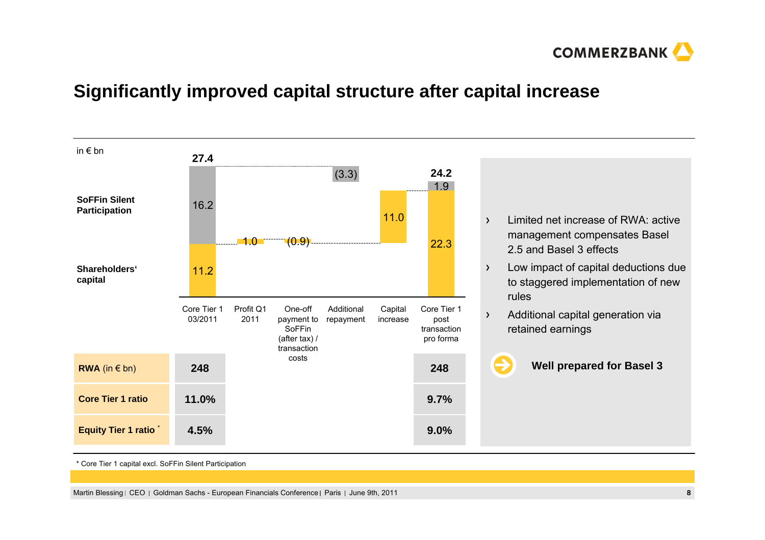# Significantly improved capital structure after capital increase

in € bn

27.4

SoFFin Silent Participation

16.2

Shareholders' capital

11.2

1.0

(0.9)

(3.3)

11.0

24.2

1.9

22.3

Core Tier 1 03/2011

Profit Q1 2011

One-off payment to SoFFin (after tax) / transaction costs

Additional repayment

Capital increase

Core Tier 1 post transaction pro forma

| | Core Tier 1 03/2011 | Core Tier 1 post transaction pro forma |
|---|---|---|
| **RWA** (in € bn) | **248** | **248** |
| **Core Tier 1 ratio** | **11.0%** | **9.7%** |
| **Equity Tier 1 ratio** * | **4.5%** | **9.0%** |

- Limited net increase of RWA: active management compensates Basel 2.5 and Basel 3 effects
- Low impact of capital deductions due to staggered implementation of new rules
- Additional capital generation via retained earnings

**Well prepared for Basel 3**

\* Core Tier 1 capital excl. SoFFin Silent Participation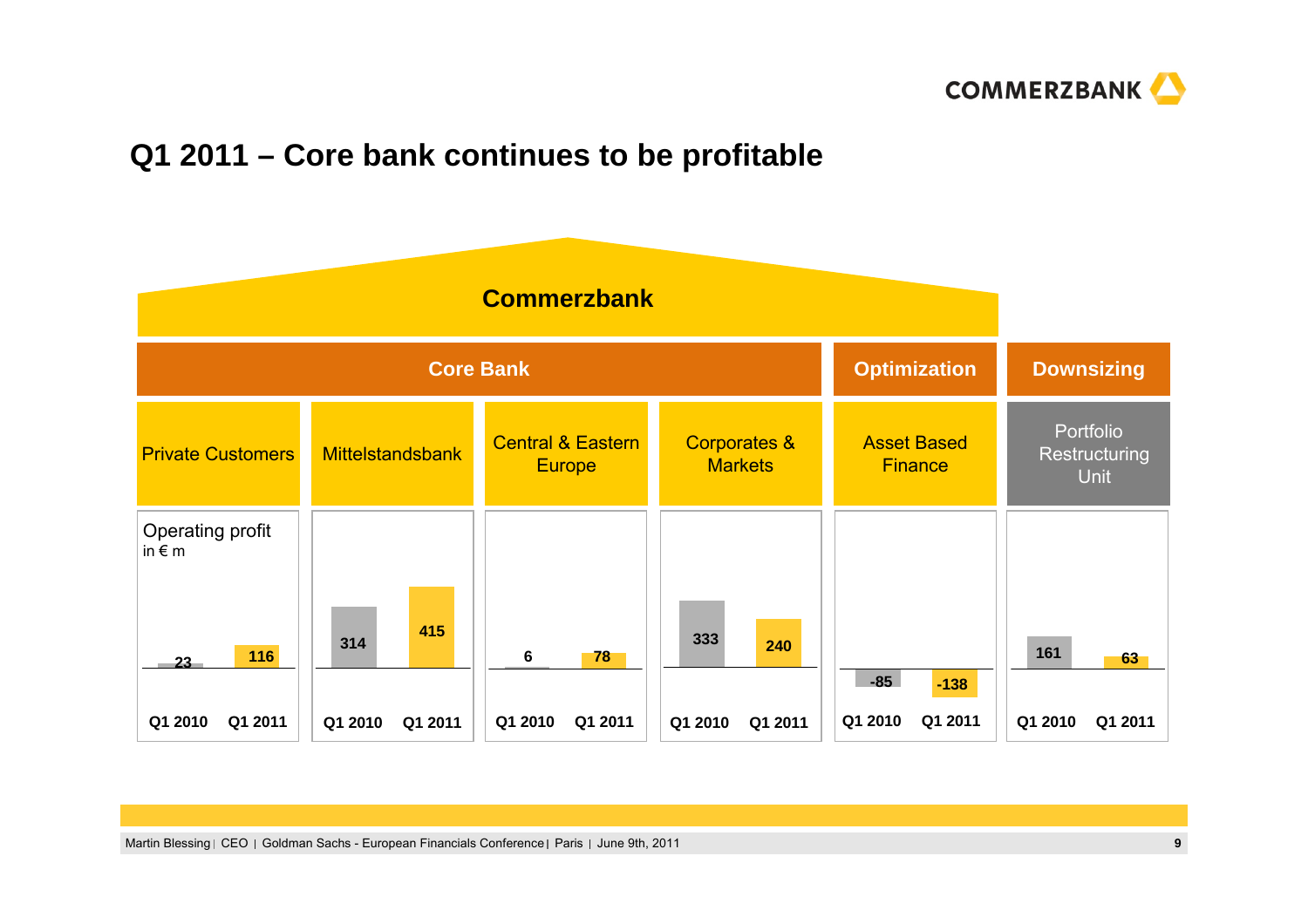# Q1 2011 – Core bank continues to be profitable

Commerzbank

Core Bank

Optimization

Downsizing

Private Customers

Mittelstandsbank

Central & Eastern Europe

Corporates & Markets

Asset Based Finance

Portfolio Restructuring Unit

Operating profit in € m

23

116

314

415

6

78

333

240

-85

-138

161

63

Q1 2010 Q1 2011

Q1 2010 Q1 2011

Q1 2010 Q1 2011

Q1 2010 Q1 2011

Q1 2010 Q1 2011

Q1 2010 Q1 2011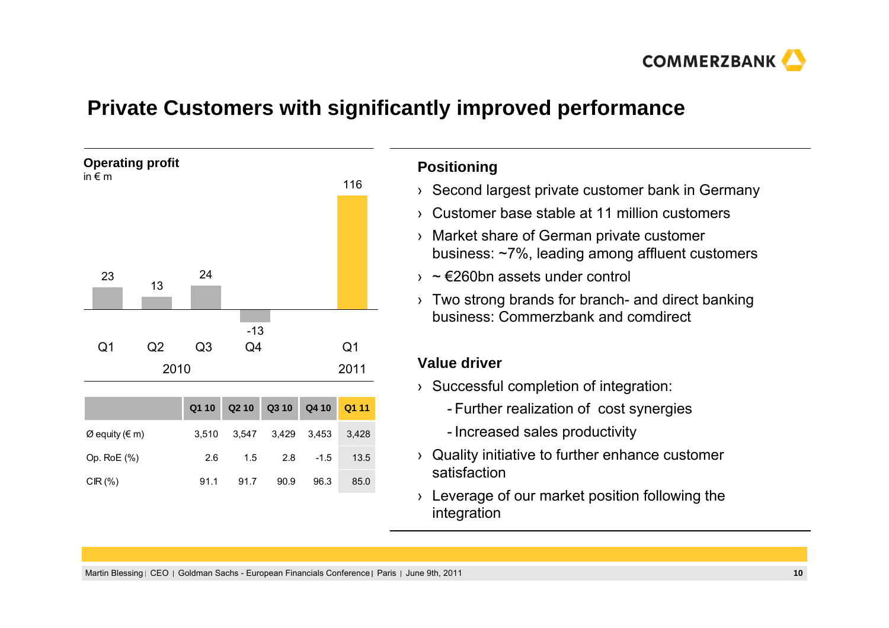# Private Customers with significantly improved performance

**Operating profit**
in € m

23
13
24
-13
116

Q1 Q2 Q3 Q4 Q1
2010 2011

| | Q1 10 | Q2 10 | Q3 10 | Q4 10 | Q1 11 |
|---|---|---|---|---|---|
| Ø equity (€ m) | 3,510 | 3,547 | 3,429 | 3,453 | 3,428 |
| Op. RoE (%) | 2.6 | 1.5 | 2.8 | -1.5 | 13.5 |
| CIR (%) | 91.1 | 91.7 | 90.9 | 96.3 | 85.0 |

**Positioning**

- Second largest private customer bank in Germany
- Customer base stable at 11 million customers
- Market share of German private customer business: ~7%, leading among affluent customers
- ~ €260bn assets under control
- Two strong brands for branch- and direct banking business: Commerzbank and comdirect

**Value driver**

- Successful completion of integration:
  - Further realization of cost synergies
  - Increased sales productivity
- Quality initiative to further enhance customer satisfaction
- Leverage of our market position following the integration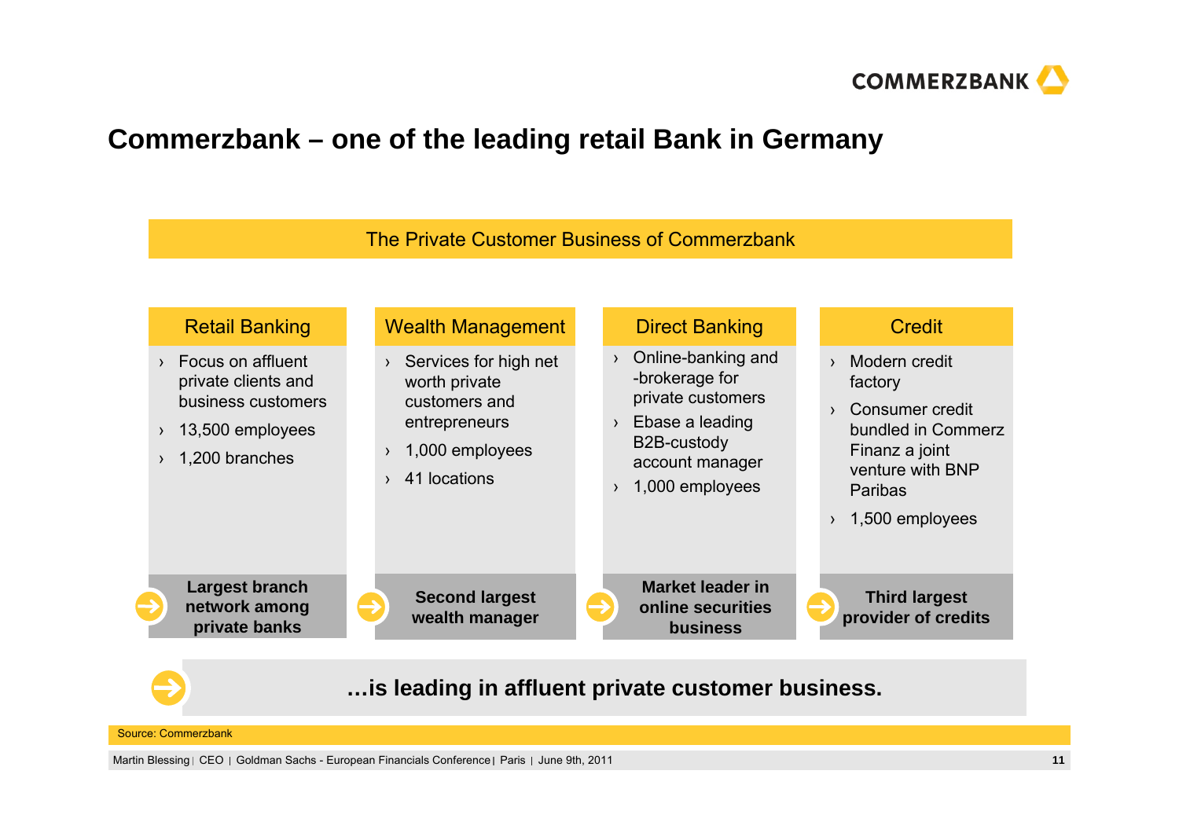# Commerzbank – one of the leading retail Bank in Germany

## The Private Customer Business of Commerzbank

### Retail Banking

- Focus on affluent private clients and business customers
- 13,500 employees
- 1,200 branches

**Largest branch network among private banks**

### Wealth Management

- Services for high net worth private customers and entrepreneurs
- 1,000 employees
- 41 locations

**Second largest wealth manager**

### Direct Banking

- Online-banking and -brokerage for private customers
- Ebase a leading B2B-custody account manager
- 1,000 employees

**Market leader in online securities business**

### Credit

- Modern credit factory
- Consumer credit bundled in Commerz Finanz a joint venture with BNP Paribas
- 1,500 employees

**Third largest provider of credits**

**…is leading in affluent private customer business.**

Source: Commerzbank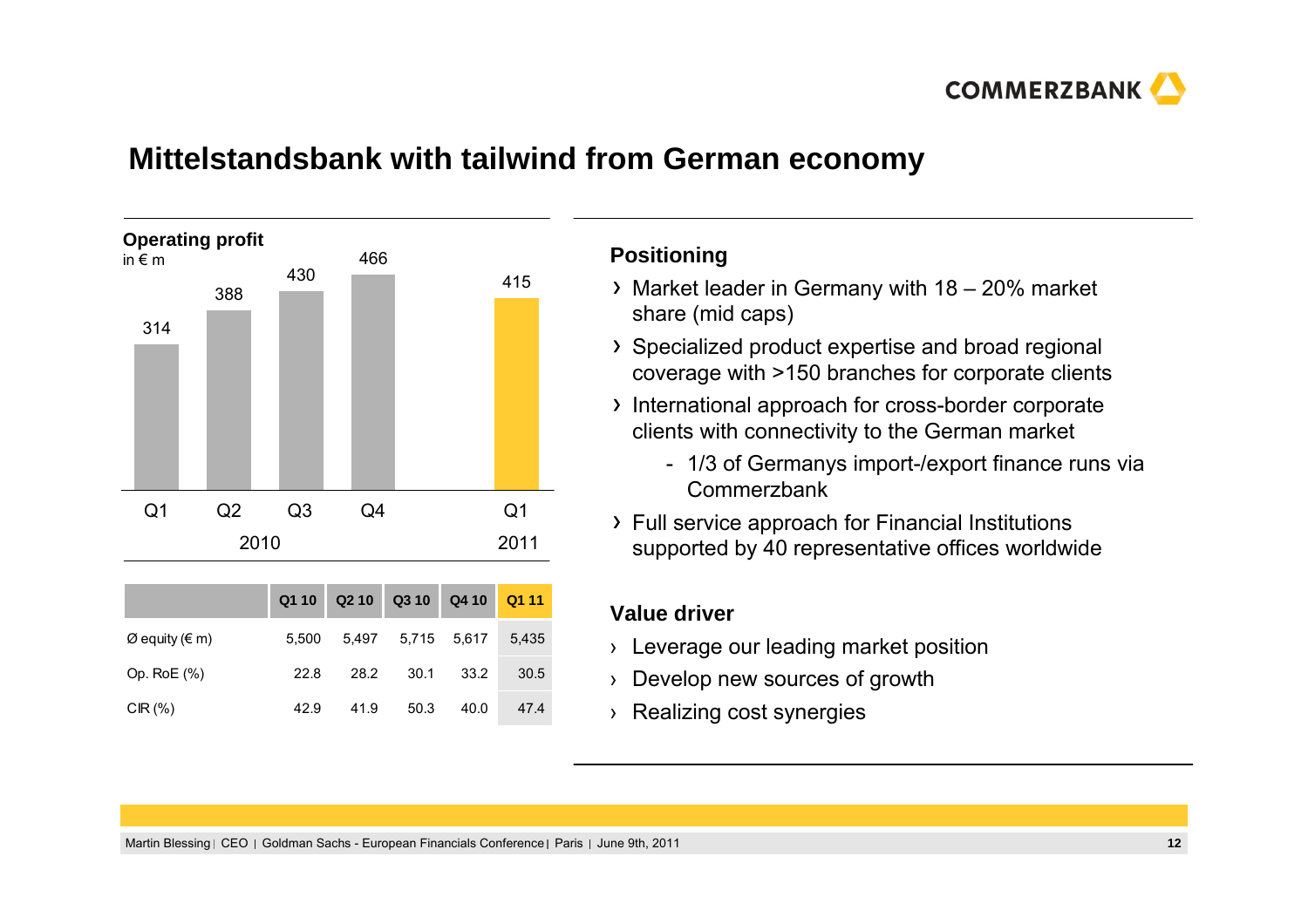# Mittelstandsbank with tailwind from German economy

**Operating profit**
in € m

314
388
430
466
415

Q1 Q2 Q3 Q4 Q1
2010 2011

| | Q1 10 | Q2 10 | Q3 10 | Q4 10 | Q1 11 |
|---|---|---|---|---|---|
| Ø equity (€ m) | 5,500 | 5,497 | 5,715 | 5,617 | 5,435 |
| Op. RoE (%) | 22.8 | 28.2 | 30.1 | 33.2 | 30.5 |
| CIR (%) | 42.9 | 41.9 | 50.3 | 40.0 | 47.4 |

**Positioning**

- Market leader in Germany with 18 – 20% market share (mid caps)
- Specialized product expertise and broad regional coverage with >150 branches for corporate clients
- International approach for cross-border corporate clients with connectivity to the German market
  - 1/3 of Germanys import-/export finance runs via Commerzbank
- Full service approach for Financial Institutions supported by 40 representative offices worldwide

**Value driver**

- Leverage our leading market position
- Develop new sources of growth
- Realizing cost synergies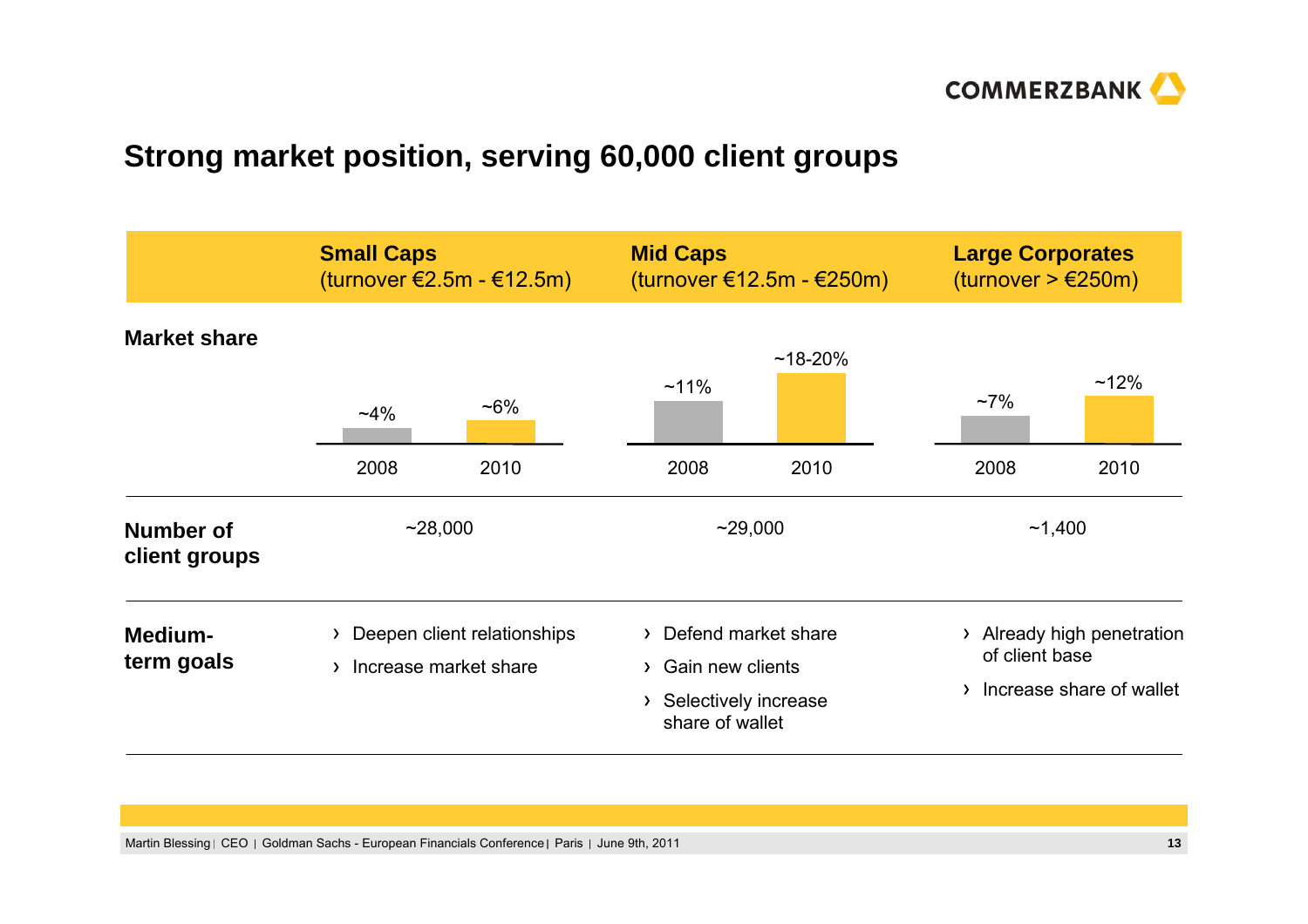# Strong market position, serving 60,000 client groups

| | Small Caps (turnover €2.5m - €12.5m) | Mid Caps (turnover €12.5m - €250m) | Large Corporates (turnover > €250m) |
|---|---|---|---|
| **Market share** | 2008: ~4%, 2010: ~6% | 2008: ~11%, 2010: ~18-20% | 2008: ~7%, 2010: ~12% |
| **Number of client groups** | ~28,000 | ~29,000 | ~1,400 |
| **Medium-term goals** | › Deepen client relationships<br>› Increase market share | › Defend market share<br>› Gain new clients<br>› Selectively increase share of wallet | › Already high penetration of client base<br>› Increase share of wallet |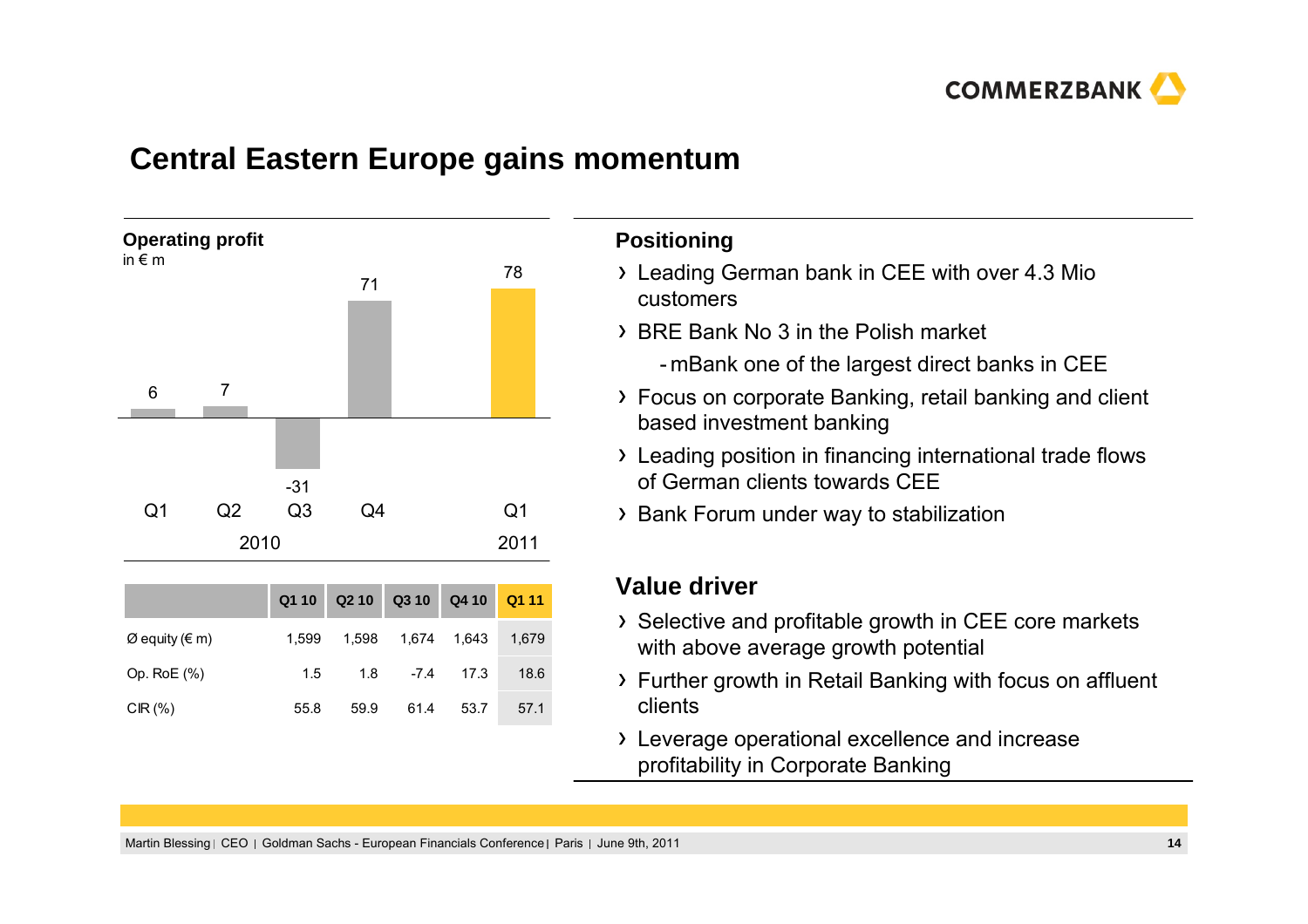# Central Eastern Europe gains momentum

**Operating profit**
in € m

6
7
-31
71
78

Q1 Q2 Q3 Q4 Q1

2010 2011

| | Q1 10 | Q2 10 | Q3 10 | Q4 10 | Q1 11 |
|---|---|---|---|---|---|
| Ø equity (€ m) | 1,599 | 1,598 | 1,674 | 1,643 | 1,679 |
| Op. RoE (%) | 1.5 | 1.8 | -7.4 | 17.3 | 18.6 |
| CIR (%) | 55.8 | 59.9 | 61.4 | 53.7 | 57.1 |

## Positioning

- Leading German bank in CEE with over 4.3 Mio customers
- BRE Bank No 3 in the Polish market
  - mBank one of the largest direct banks in CEE
- Focus on corporate Banking, retail banking and client based investment banking
- Leading position in financing international trade flows of German clients towards CEE
- Bank Forum under way to stabilization

## Value driver

- Selective and profitable growth in CEE core markets with above average growth potential
- Further growth in Retail Banking with focus on affluent clients
- Leverage operational excellence and increase profitability in Corporate Banking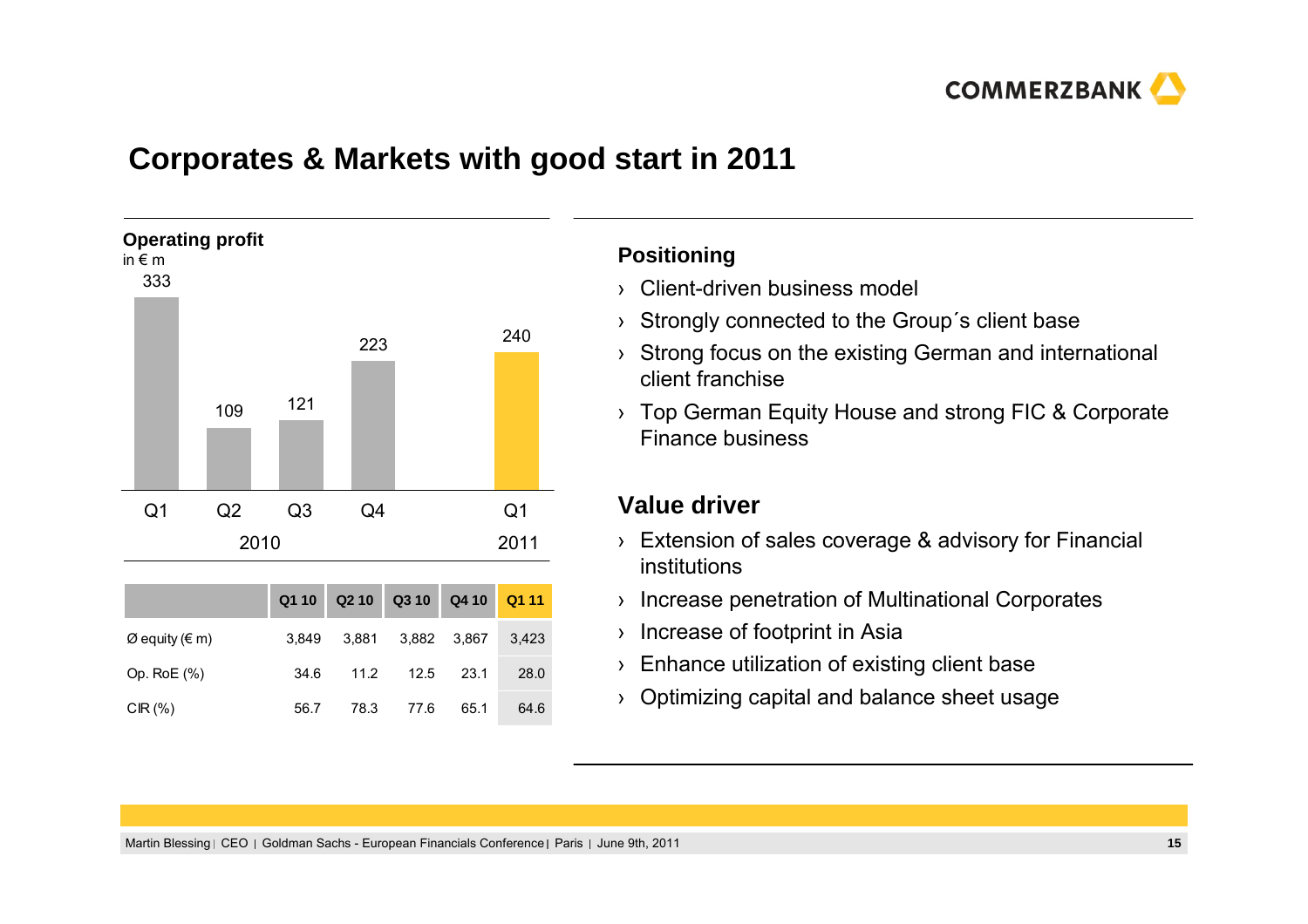# Corporates & Markets with good start in 2011

**Operating profit**
in € m

333
109
121
223
240

Q1 Q2 Q3 Q4 Q1
2010 2011

| | Q1 10 | Q2 10 | Q3 10 | Q4 10 | Q1 11 |
|---|---|---|---|---|---|
| Ø equity (€ m) | 3,849 | 3,881 | 3,882 | 3,867 | 3,423 |
| Op. RoE (%) | 34.6 | 11.2 | 12.5 | 23.1 | 28.0 |
| CIR (%) | 56.7 | 78.3 | 77.6 | 65.1 | 64.6 |

## Positioning

- Client-driven business model
- Strongly connected to the Group´s client base
- Strong focus on the existing German and international client franchise
- Top German Equity House and strong FIC & Corporate Finance business

## Value driver

- Extension of sales coverage & advisory for Financial institutions
- Increase penetration of Multinational Corporates
- Increase of footprint in Asia
- Enhance utilization of existing client base
- Optimizing capital and balance sheet usage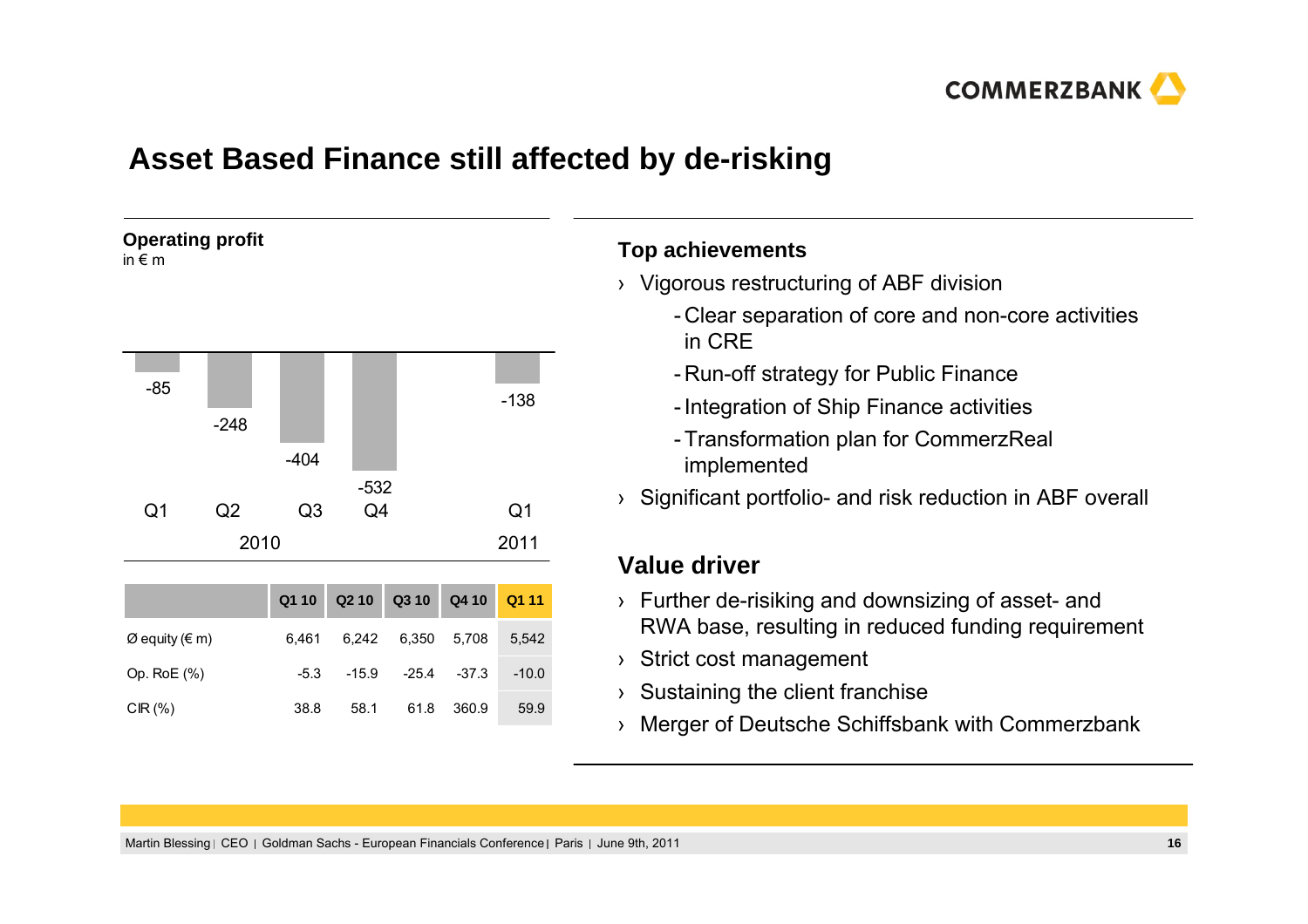# Asset Based Finance still affected by de-risking

**Operating profit**
in € m

-85
-248
-404
-532
-138

Q1 Q2 Q3 Q4 Q1

2010 2011

| | Q1 10 | Q2 10 | Q3 10 | Q4 10 | Q1 11 |
|---|---|---|---|---|---|
| Ø equity (€ m) | 6,461 | 6,242 | 6,350 | 5,708 | 5,542 |
| Op. RoE (%) | -5.3 | -15.9 | -25.4 | -37.3 | -10.0 |
| CIR (%) | 38.8 | 58.1 | 61.8 | 360.9 | 59.9 |

**Top achievements**

- Vigorous restructuring of ABF division
  - Clear separation of core and non-core activities in CRE
  - Run-off strategy for Public Finance
  - Integration of Ship Finance activities
  - Transformation plan for CommerzReal implemented
- Significant portfolio- and risk reduction in ABF overall

## Value driver

- Further de-risiking and downsizing of asset- and RWA base, resulting in reduced funding requirement
- Strict cost management
- Sustaining the client franchise
- Merger of Deutsche Schiffsbank with Commerzbank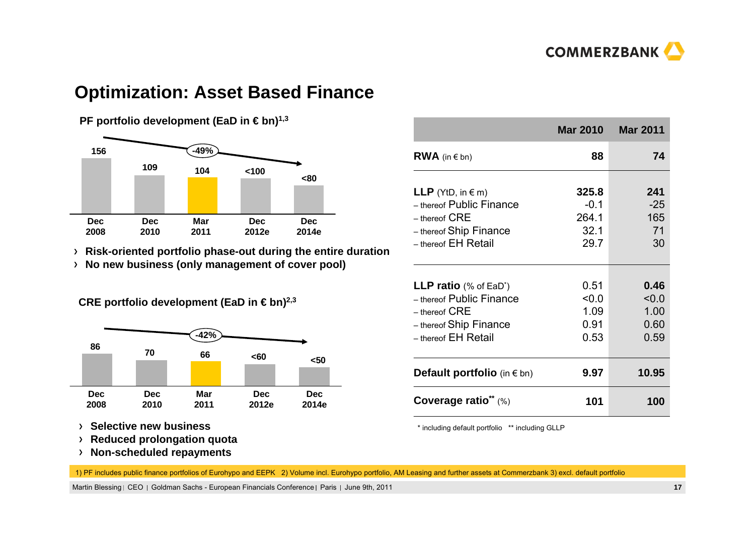# Optimization: Asset Based Finance

**PF portfolio development (EaD in € bn)[1,3]**

| Dec 2008 | Dec 2010 | Mar 2011 | Dec 2012e | Dec 2014e |
|---|---|---|---|---|
| 156 | 109 | 104 | <100 | <80 |

-49%

- **Risk-oriented portfolio phase-out during the entire duration**
- **No new business (only management of cover pool)**

**CRE portfolio development (EaD in € bn)[2,3]**

| Dec 2008 | Dec 2010 | Mar 2011 | Dec 2012e | Dec 2014e |
|---|---|---|---|---|
| 86 | 70 | 66 | <60 | <50 |

-42%

- **Selective new business**
- **Reduced prolongation quota**
- **Non-scheduled repayments**

| | Mar 2010 | Mar 2011 |
|---|---|---|
| **RWA** (in € bn) | **88** | **74** |
| **LLP** (YtD, in € m) | **325.8** | **241** |
| – thereof Public Finance | -0.1 | -25 |
| – thereof CRE | 264.1 | 165 |
| – thereof Ship Finance | 32.1 | 71 |
| – thereof EH Retail | 29.7 | 30 |
| **LLP ratio** (% of EaD*) | 0.51 | **0.46** |
| – thereof Public Finance | <0.0 | <0.0 |
| – thereof CRE | 1.09 | 1.00 |
| – thereof Ship Finance | 0.91 | 0.60 |
| – thereof EH Retail | 0.53 | 0.59 |
| **Default portfolio** (in € bn) | **9.97** | **10.95** |
| **Coverage ratio**** (%) | **101** | **100** |

\* including default portfolio ** including GLLP

1) PF includes public finance portfolios of Eurohypo and EEPK 2) Volume incl. Eurohypo portfolio, AM Leasing and further assets at Commerzbank 3) excl. default portfolio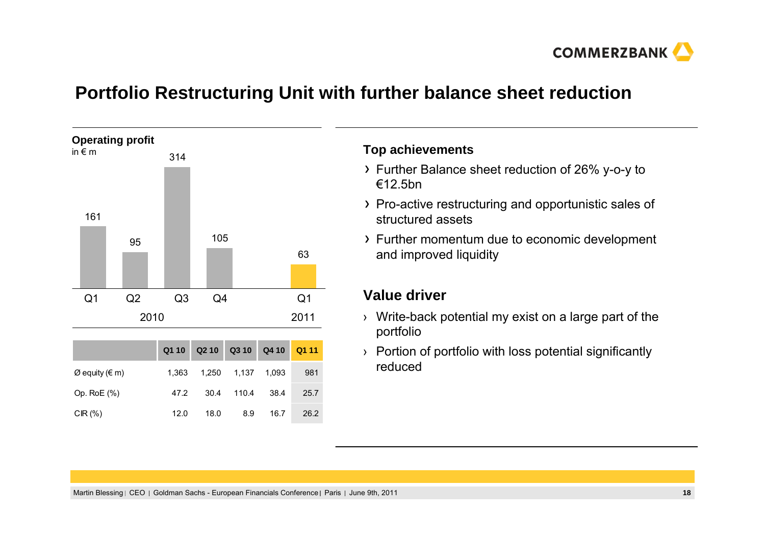# Portfolio Restructuring Unit with further balance sheet reduction

**Operating profit**
in € m

161
95
314
105
63

Q1 Q2 Q3 Q4 Q1
2010 2011

| | Q1 10 | Q2 10 | Q3 10 | Q4 10 | Q1 11 |
|---|---|---|---|---|---|
| Ø equity (€ m) | 1,363 | 1,250 | 1,137 | 1,093 | 981 |
| Op. RoE (%) | 47.2 | 30.4 | 110.4 | 38.4 | 25.7 |
| CIR (%) | 12.0 | 18.0 | 8.9 | 16.7 | 26.2 |

### Top achievements

- Further Balance sheet reduction of 26% y-o-y to €12.5bn
- Pro-active restructuring and opportunistic sales of structured assets
- Further momentum due to economic development and improved liquidity

### Value driver

- Write-back potential my exist on a large part of the portfolio
- Portion of portfolio with loss potential significantly reduced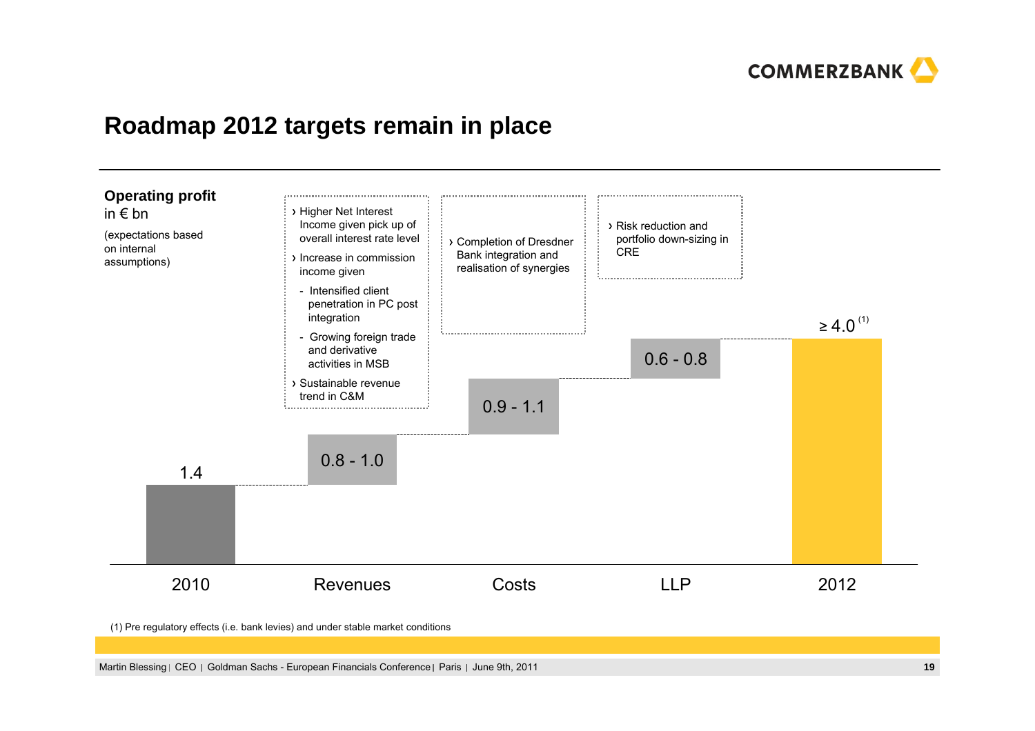# Roadmap 2012 targets remain in place

**Operating profit**
in € bn

(expectations based on internal assumptions)

- › Higher Net Interest Income given pick up of overall interest rate level
- › Increase in commission income given
  - Intensified client penetration in PC post integration
  - Growing foreign trade and derivative activities in MSB
- › Sustainable revenue trend in C&M

- › Completion of Dresdner Bank integration and realisation of synergies

- › Risk reduction and portfolio down-sizing in CRE

1.4

0.8 - 1.0

0.9 - 1.1

0.6 - 0.8

≥ 4.0 (1)

2010

Revenues

Costs

LLP

2012

(1) Pre regulatory effects (i.e. bank levies) and under stable market conditions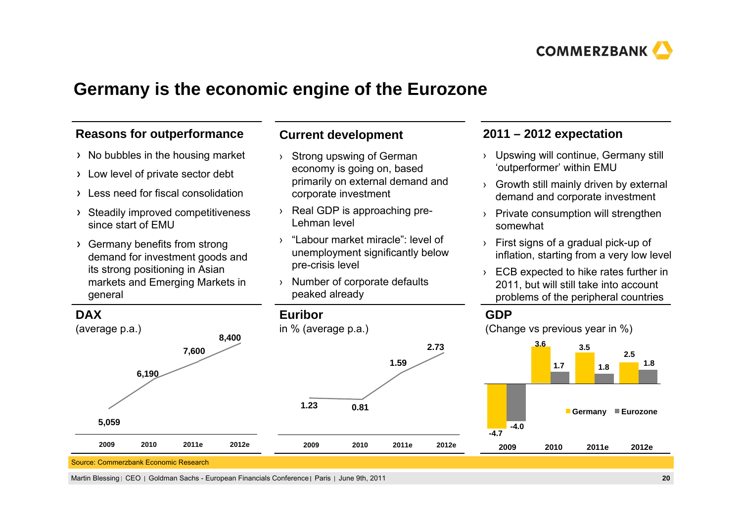# Germany is the economic engine of the Eurozone

### Reasons for outperformance

- No bubbles in the housing market
- Low level of private sector debt
- Less need for fiscal consolidation
- Steadily improved competitiveness since start of EMU
- Germany benefits from strong demand for investment goods and its strong positioning in Asian markets and Emerging Markets in general

### Current development

- Strong upswing of German economy is going on, based primarily on external demand and corporate investment
- Real GDP is approaching pre-Lehman level
- "Labour market miracle": level of unemployment significantly below pre-crisis level
- Number of corporate defaults peaked already

### 2011 – 2012 expectation

- Upswing will continue, Germany still 'outperformer' within EMU
- Growth still mainly driven by external demand and corporate investment
- Private consumption will strengthen somewhat
- First signs of a gradual pick-up of inflation, starting from a very low level
- ECB expected to hike rates further in 2011, but will still take into account problems of the peripheral countries

### DAX

(average p.a.)

5,059
6,190
7,600
8,400

2009
2010
2011e
2012e

### Euribor

in % (average p.a.)

1.23
0.81
1.59
2.73

2009
2010
2011e
2012e

### GDP

(Change vs previous year in %)

Germany
Eurozone

-4.7
-4.0
3.6
1.7
3.5
1.8
2.5
1.8

2009
2010
2011e
2012e

Source: Commerzbank Economic Research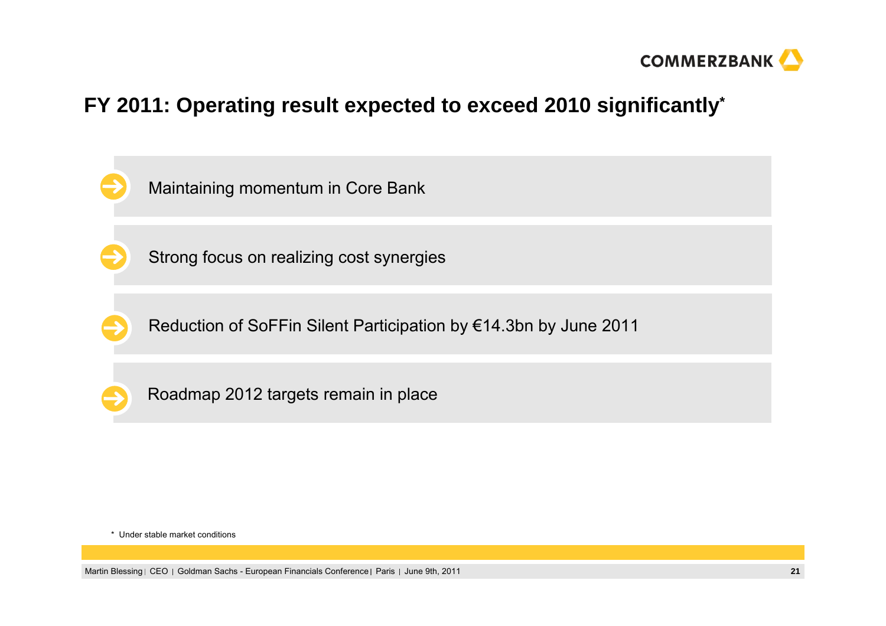# FY 2011: Operating result expected to exceed 2010 significantly*

- Maintaining momentum in Core Bank
- Strong focus on realizing cost synergies
- Reduction of SoFFin Silent Participation by €14.3bn by June 2011
- Roadmap 2012 targets remain in place

\* Under stable market conditions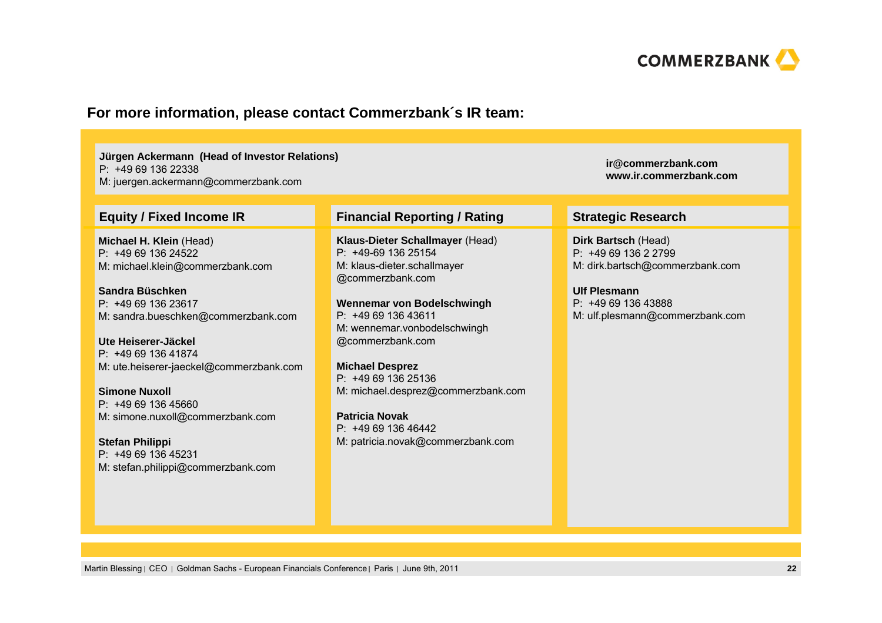COMMERZBANK

## For more information, please contact Commerzbank´s IR team:

**Jürgen Ackermann (Head of Investor Relations)**
P: +49 69 136 22338
M: juergen.ackermann@commerzbank.com

**ir@commerzbank.com**
**www.ir.commerzbank.com**

### Equity / Fixed Income IR

**Michael H. Klein** (Head)
P: +49 69 136 24522
M: michael.klein@commerzbank.com

**Sandra Büschken**
P: +49 69 136 23617
M: sandra.bueschken@commerzbank.com

**Ute Heiserer-Jäckel**
P: +49 69 136 41874
M: ute.heiserer-jaeckel@commerzbank.com

**Simone Nuxoll**
P: +49 69 136 45660
M: simone.nuxoll@commerzbank.com

**Stefan Philippi**
P: +49 69 136 45231
M: stefan.philippi@commerzbank.com

### Financial Reporting / Rating

**Klaus-Dieter Schallmayer** (Head)
P: +49-69 136 25154
M: klaus-dieter.schallmayer @commerzbank.com

**Wennemar von Bodelschwingh**
P: +49 69 136 43611
M: wennemar.vonbodelschwingh @commerzbank.com

**Michael Desprez**
P: +49 69 136 25136
M: michael.desprez@commerzbank.com

**Patricia Novak**
P: +49 69 136 46442
M: patricia.novak@commerzbank.com

### Strategic Research

**Dirk Bartsch** (Head)
P: +49 69 136 2 2799
M: dirk.bartsch@commerzbank.com

**Ulf Plesmann**
P: +49 69 136 43888
M: ulf.plesmann@commerzbank.com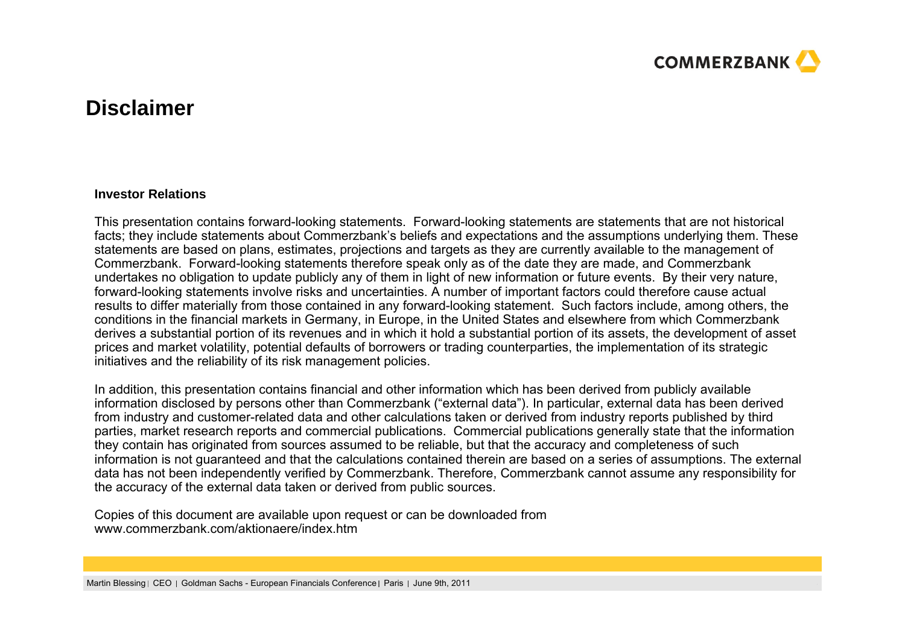# Disclaimer

**Investor Relations**

This presentation contains forward-looking statements. Forward-looking statements are statements that are not historical facts; they include statements about Commerzbank's beliefs and expectations and the assumptions underlying them. These statements are based on plans, estimates, projections and targets as they are currently available to the management of Commerzbank. Forward-looking statements therefore speak only as of the date they are made, and Commerzbank undertakes no obligation to update publicly any of them in light of new information or future events. By their very nature, forward-looking statements involve risks and uncertainties. A number of important factors could therefore cause actual results to differ materially from those contained in any forward-looking statement. Such factors include, among others, the conditions in the financial markets in Germany, in Europe, in the United States and elsewhere from which Commerzbank derives a substantial portion of its revenues and in which it hold a substantial portion of its assets, the development of asset prices and market volatility, potential defaults of borrowers or trading counterparties, the implementation of its strategic initiatives and the reliability of its risk management policies.

In addition, this presentation contains financial and other information which has been derived from publicly available information disclosed by persons other than Commerzbank ("external data"). In particular, external data has been derived from industry and customer-related data and other calculations taken or derived from industry reports published by third parties, market research reports and commercial publications. Commercial publications generally state that the information they contain has originated from sources assumed to be reliable, but that the accuracy and completeness of such information is not guaranteed and that the calculations contained therein are based on a series of assumptions. The external data has not been independently verified by Commerzbank. Therefore, Commerzbank cannot assume any responsibility for the accuracy of the external data taken or derived from public sources.

Copies of this document are available upon request or can be downloaded from www.commerzbank.com/aktionaere/index.htm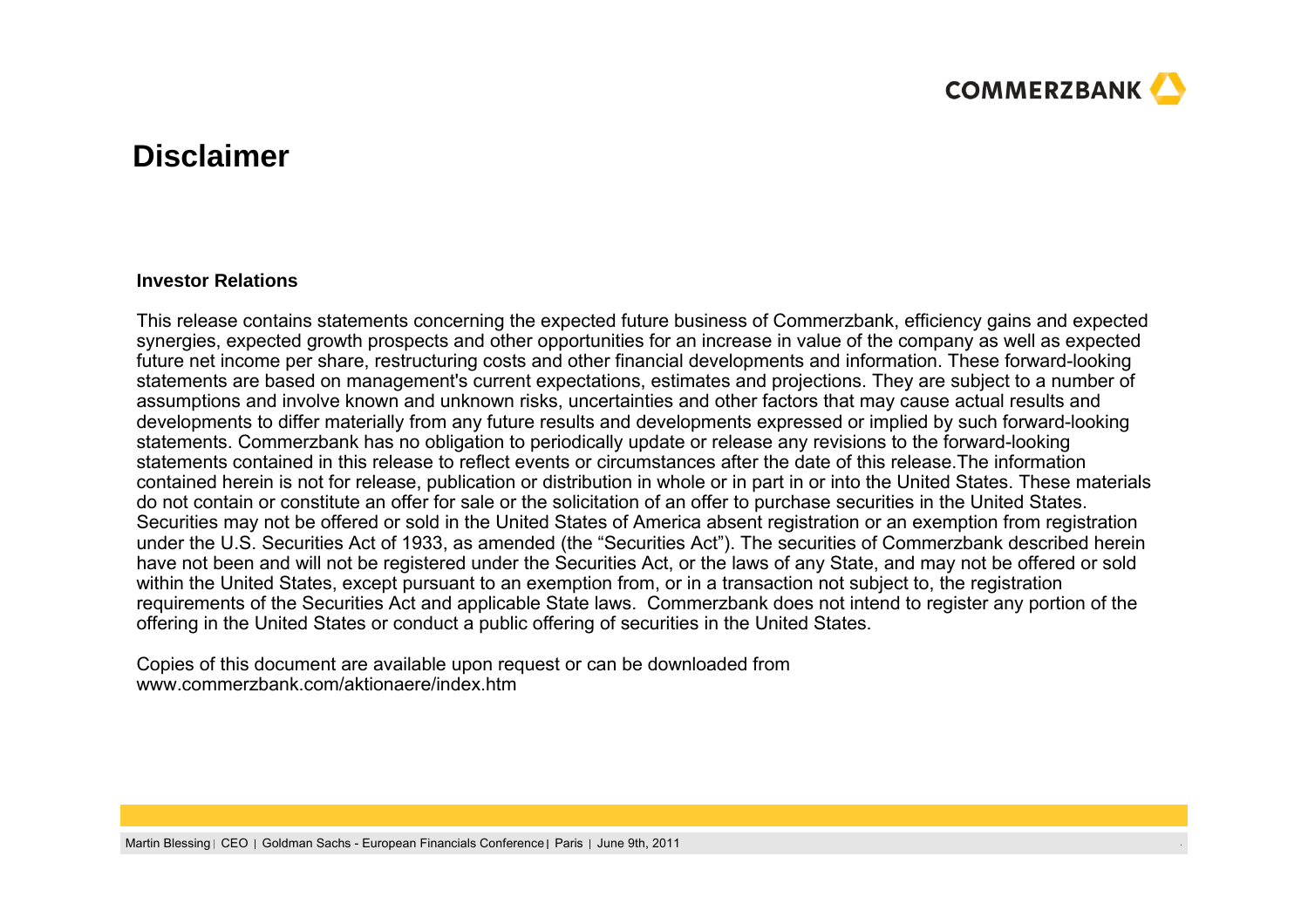# Disclaimer

**Investor Relations**

This release contains statements concerning the expected future business of Commerzbank, efficiency gains and expected synergies, expected growth prospects and other opportunities for an increase in value of the company as well as expected future net income per share, restructuring costs and other financial developments and information. These forward-looking statements are based on management's current expectations, estimates and projections. They are subject to a number of assumptions and involve known and unknown risks, uncertainties and other factors that may cause actual results and developments to differ materially from any future results and developments expressed or implied by such forward-looking statements. Commerzbank has no obligation to periodically update or release any revisions to the forward-looking statements contained in this release to reflect events or circumstances after the date of this release.The information contained herein is not for release, publication or distribution in whole or in part in or into the United States. These materials do not contain or constitute an offer for sale or the solicitation of an offer to purchase securities in the United States. Securities may not be offered or sold in the United States of America absent registration or an exemption from registration under the U.S. Securities Act of 1933, as amended (the "Securities Act"). The securities of Commerzbank described herein have not been and will not be registered under the Securities Act, or the laws of any State, and may not be offered or sold within the United States, except pursuant to an exemption from, or in a transaction not subject to, the registration requirements of the Securities Act and applicable State laws. Commerzbank does not intend to register any portion of the offering in the United States or conduct a public offering of securities in the United States.

Copies of this document are available upon request or can be downloaded from www.commerzbank.com/aktionaere/index.htm